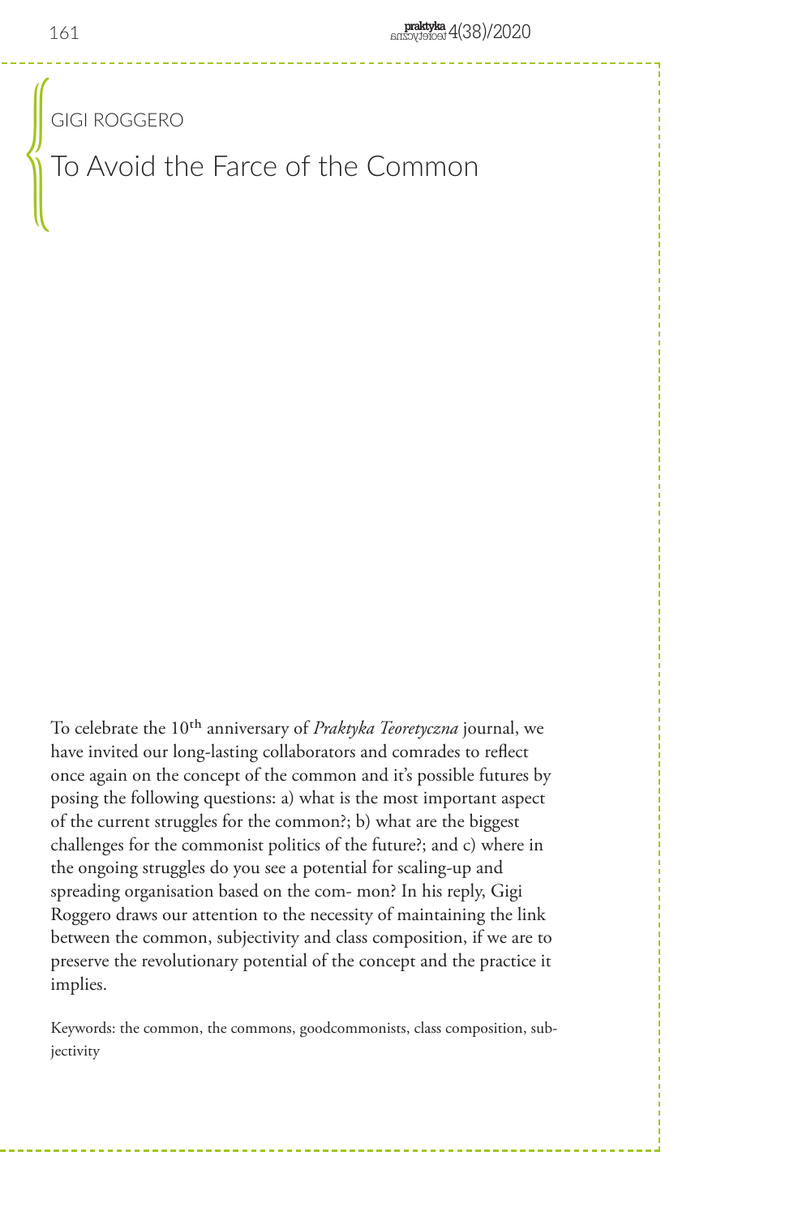GIGI ROGGERO

# To Avoid the Farce of the Common

To celebrate the 10th anniversary of *Praktyka Teoretyczna* journal, we have invited our long-lasting collaborators and comrades to reflect once again on the concept of the common and it's possible futures by posing the following questions: a) what is the most important aspect of the current struggles for the common?; b) what are the biggest challenges for the commonist politics of the future?; and c) where in the ongoing struggles do you see a potential for scaling-up and spreading organisation based on the com- mon? In his reply, Gigi Roggero draws our attention to the necessity of maintaining the link between the common, subjectivity and class composition, if we are to preserve the revolutionary potential of the concept and the practice it implies.

Keywords: the common, the commons, goodcommonists, class composition, subjectivity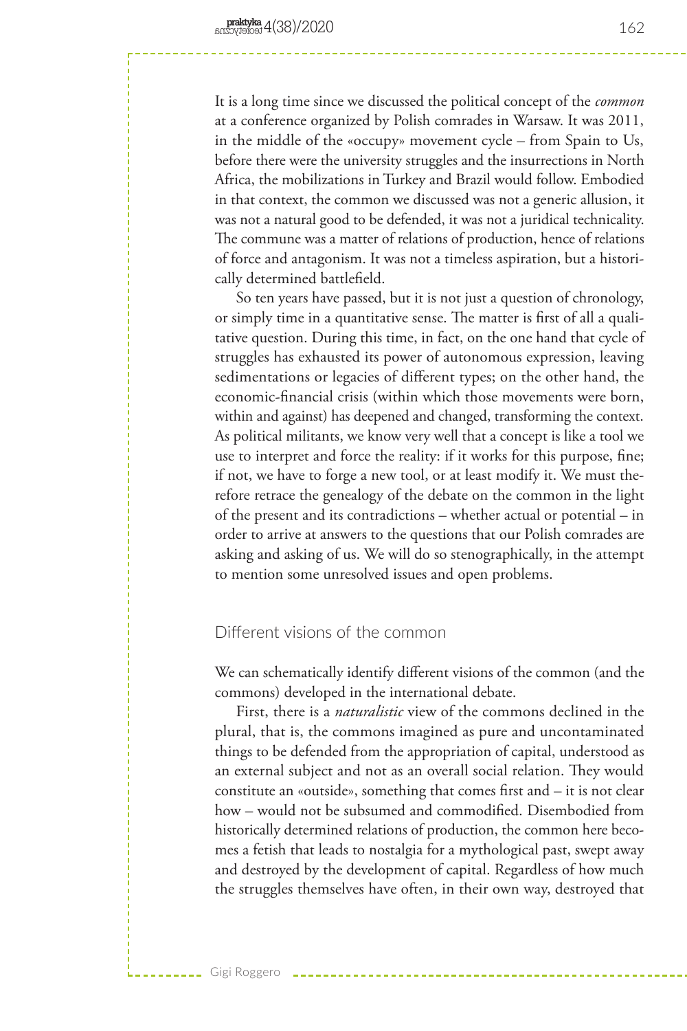It is a long time since we discussed the political concept of the *common* at a conference organized by Polish comrades in Warsaw. It was 2011, in the middle of the «occupy» movement cycle – from Spain to Us, before there were the university struggles and the insurrections in North Africa, the mobilizations in Turkey and Brazil would follow. Embodied in that context, the common we discussed was not a generic allusion, it was not a natural good to be defended, it was not a juridical technicality. The commune was a matter of relations of production, hence of relations of force and antagonism. It was not a timeless aspiration, but a historically determined battlefield.

So ten years have passed, but it is not just a question of chronology, or simply time in a quantitative sense. The matter is first of all a qualitative question. During this time, in fact, on the one hand that cycle of struggles has exhausted its power of autonomous expression, leaving sedimentations or legacies of different types; on the other hand, the economic-financial crisis (within which those movements were born, within and against) has deepened and changed, transforming the context. As political militants, we know very well that a concept is like a tool we use to interpret and force the reality: if it works for this purpose, fine; if not, we have to forge a new tool, or at least modify it. We must therefore retrace the genealogy of the debate on the common in the light of the present and its contradictions – whether actual or potential – in order to arrive at answers to the questions that our Polish comrades are asking and asking of us. We will do so stenographically, in the attempt to mention some unresolved issues and open problems.

## Different visions of the common

We can schematically identify different visions of the common (and the commons) developed in the international debate.

First, there is a *naturalistic* view of the commons declined in the plural, that is, the commons imagined as pure and uncontaminated things to be defended from the appropriation of capital, understood as an external subject and not as an overall social relation. They would constitute an «outside», something that comes first and – it is not clear how – would not be subsumed and commodified. Disembodied from historically determined relations of production, the common here becomes a fetish that leads to nostalgia for a mythological past, swept away and destroyed by the development of capital. Regardless of how much the struggles themselves have often, in their own way, destroyed that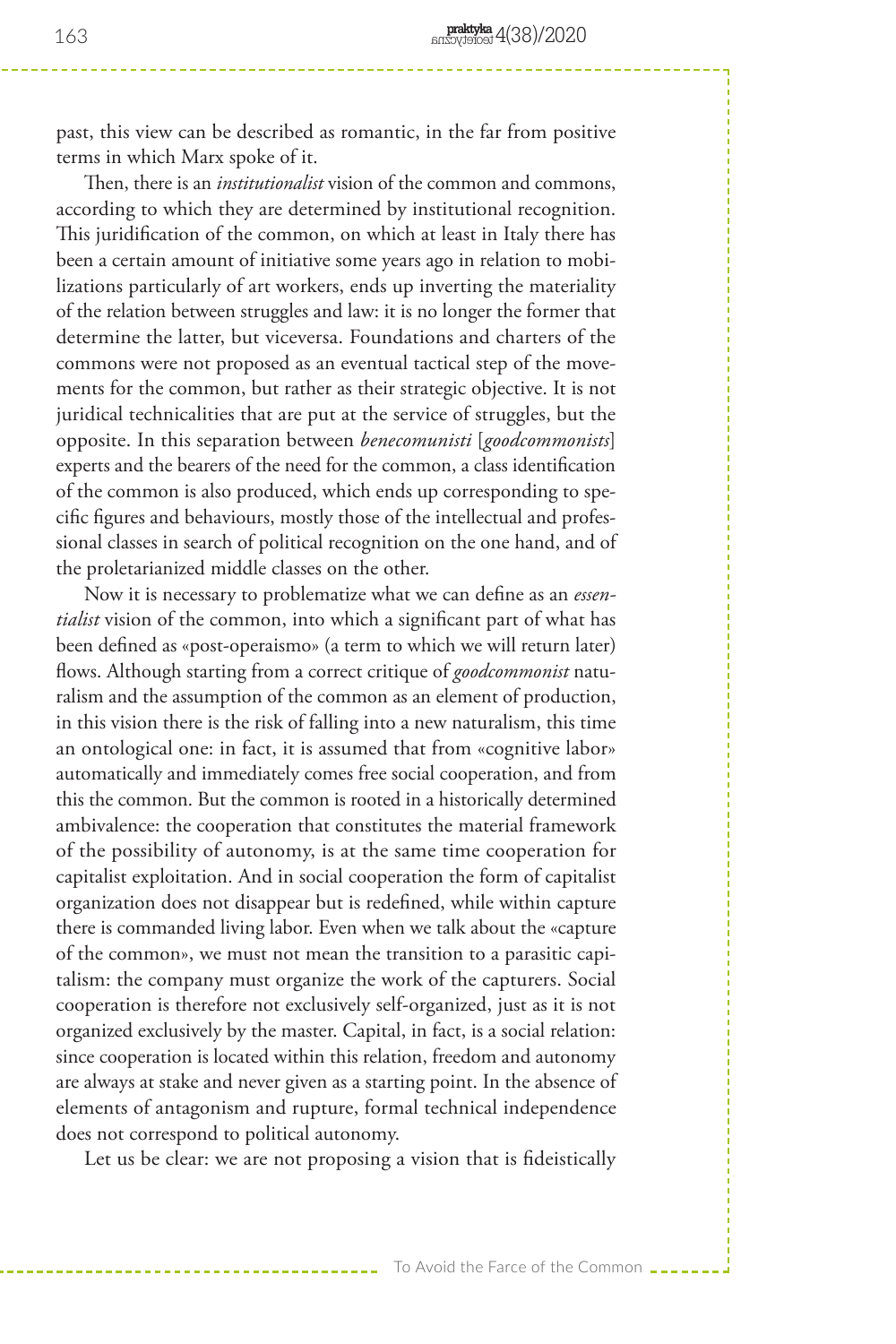past, this view can be described as romantic, in the far from positive terms in which Marx spoke of it.

Then, there is an *institutionalist* vision of the common and commons, according to which they are determined by institutional recognition. This juridification of the common, on which at least in Italy there has been a certain amount of initiative some years ago in relation to mobilizations particularly of art workers, ends up inverting the materiality of the relation between struggles and law: it is no longer the former that determine the latter, but viceversa. Foundations and charters of the commons were not proposed as an eventual tactical step of the movements for the common, but rather as their strategic objective. It is not juridical technicalities that are put at the service of struggles, but the opposite. In this separation between *benecomunisti* [*goodcommonists*] experts and the bearers of the need for the common, a class identification of the common is also produced, which ends up corresponding to specific figures and behaviours, mostly those of the intellectual and professional classes in search of political recognition on the one hand, and of the proletarianized middle classes on the other.

Now it is necessary to problematize what we can define as an *essentialist* vision of the common, into which a significant part of what has been defined as «post-operaismo» (a term to which we will return later) flows. Although starting from a correct critique of *goodcommonist* naturalism and the assumption of the common as an element of production, in this vision there is the risk of falling into a new naturalism, this time an ontological one: in fact, it is assumed that from «cognitive labor» automatically and immediately comes free social cooperation, and from this the common. But the common is rooted in a historically determined ambivalence: the cooperation that constitutes the material framework of the possibility of autonomy, is at the same time cooperation for capitalist exploitation. And in social cooperation the form of capitalist organization does not disappear but is redefined, while within capture there is commanded living labor. Even when we talk about the «capture of the common», we must not mean the transition to a parasitic capitalism: the company must organize the work of the capturers. Social cooperation is therefore not exclusively self-organized, just as it is not organized exclusively by the master. Capital, in fact, is a social relation: since cooperation is located within this relation, freedom and autonomy are always at stake and never given as a starting point. In the absence of elements of antagonism and rupture, formal technical independence does not correspond to political autonomy.

Let us be clear: we are not proposing a vision that is fideistically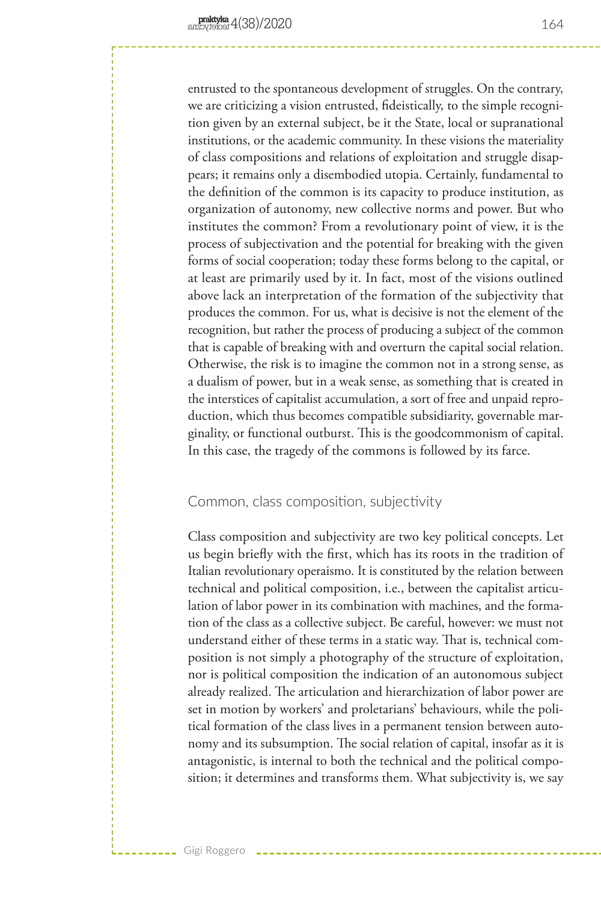entrusted to the spontaneous development of struggles. On the contrary, we are criticizing a vision entrusted, fideistically, to the simple recognition given by an external subject, be it the State, local or supranational institutions, or the academic community. In these visions the materiality of class compositions and relations of exploitation and struggle disappears; it remains only a disembodied utopia. Certainly, fundamental to the definition of the common is its capacity to produce institution, as organization of autonomy, new collective norms and power. But who institutes the common? From a revolutionary point of view, it is the process of subjectivation and the potential for breaking with the given forms of social cooperation; today these forms belong to the capital, or at least are primarily used by it. In fact, most of the visions outlined above lack an interpretation of the formation of the subjectivity that produces the common. For us, what is decisive is not the element of the recognition, but rather the process of producing a subject of the common that is capable of breaking with and overturn the capital social relation. Otherwise, the risk is to imagine the common not in a strong sense, as a dualism of power, but in a weak sense, as something that is created in the interstices of capitalist accumulation, a sort of free and unpaid reproduction, which thus becomes compatible subsidiarity, governable marginality, or functional outburst. This is the goodcommonism of capital. In this case, the tragedy of the commons is followed by its farce.

## Common, class composition, subjectivity

Class composition and subjectivity are two key political concepts. Let us begin briefly with the first, which has its roots in the tradition of Italian revolutionary operaismo. It is constituted by the relation between technical and political composition, i.e., between the capitalist articulation of labor power in its combination with machines, and the formation of the class as a collective subject. Be careful, however: we must not understand either of these terms in a static way. That is, technical composition is not simply a photography of the structure of exploitation, nor is political composition the indication of an autonomous subject already realized. The articulation and hierarchization of labor power are set in motion by workers' and proletarians' behaviours, while the political formation of the class lives in a permanent tension between autonomy and its subsumption. The social relation of capital, insofar as it is antagonistic, is internal to both the technical and the political composition; it determines and transforms them. What subjectivity is, we say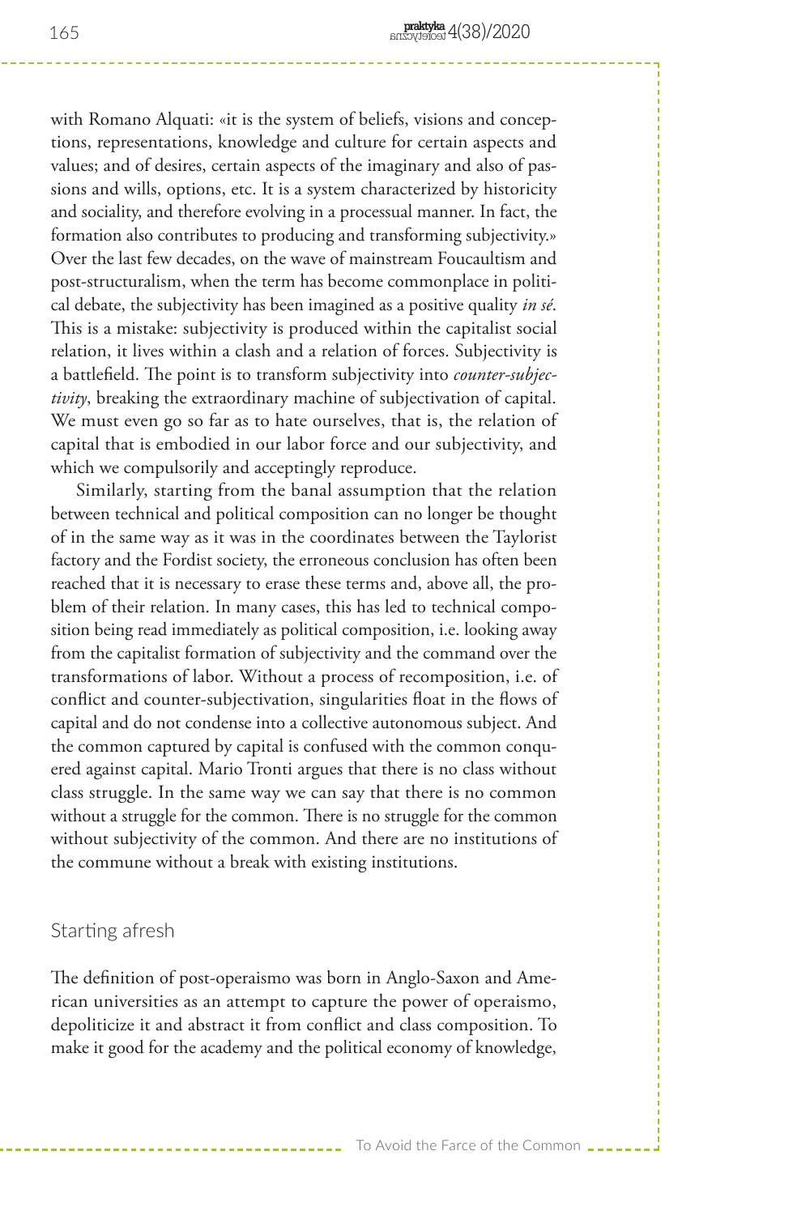with Romano Alquati: «it is the system of beliefs, visions and conceptions, representations, knowledge and culture for certain aspects and values; and of desires, certain aspects of the imaginary and also of passions and wills, options, etc. It is a system characterized by historicity and sociality, and therefore evolving in a processual manner. In fact, the formation also contributes to producing and transforming subjectivity.» Over the last few decades, on the wave of mainstream Foucaultism and post-structuralism, when the term has become commonplace in political debate, the subjectivity has been imagined as a positive quality *in sé*. This is a mistake: subjectivity is produced within the capitalist social relation, it lives within a clash and a relation of forces. Subjectivity is a battlefield. The point is to transform subjectivity into *counter-subjectivity*, breaking the extraordinary machine of subjectivation of capital. We must even go so far as to hate ourselves, that is, the relation of capital that is embodied in our labor force and our subjectivity, and which we compulsorily and acceptingly reproduce.

Similarly, starting from the banal assumption that the relation between technical and political composition can no longer be thought of in the same way as it was in the coordinates between the Taylorist factory and the Fordist society, the erroneous conclusion has often been reached that it is necessary to erase these terms and, above all, the problem of their relation. In many cases, this has led to technical composition being read immediately as political composition, i.e. looking away from the capitalist formation of subjectivity and the command over the transformations of labor. Without a process of recomposition, i.e. of conflict and counter-subjectivation, singularities float in the flows of capital and do not condense into a collective autonomous subject. And the common captured by capital is confused with the common conquered against capital. Mario Tronti argues that there is no class without class struggle. In the same way we can say that there is no common without a struggle for the common. There is no struggle for the common without subjectivity of the common. And there are no institutions of the commune without a break with existing institutions.

## Starting afresh

The definition of post-operaismo was born in Anglo-Saxon and American universities as an attempt to capture the power of operaismo, depoliticize it and abstract it from conflict and class composition. To make it good for the academy and the political economy of knowledge,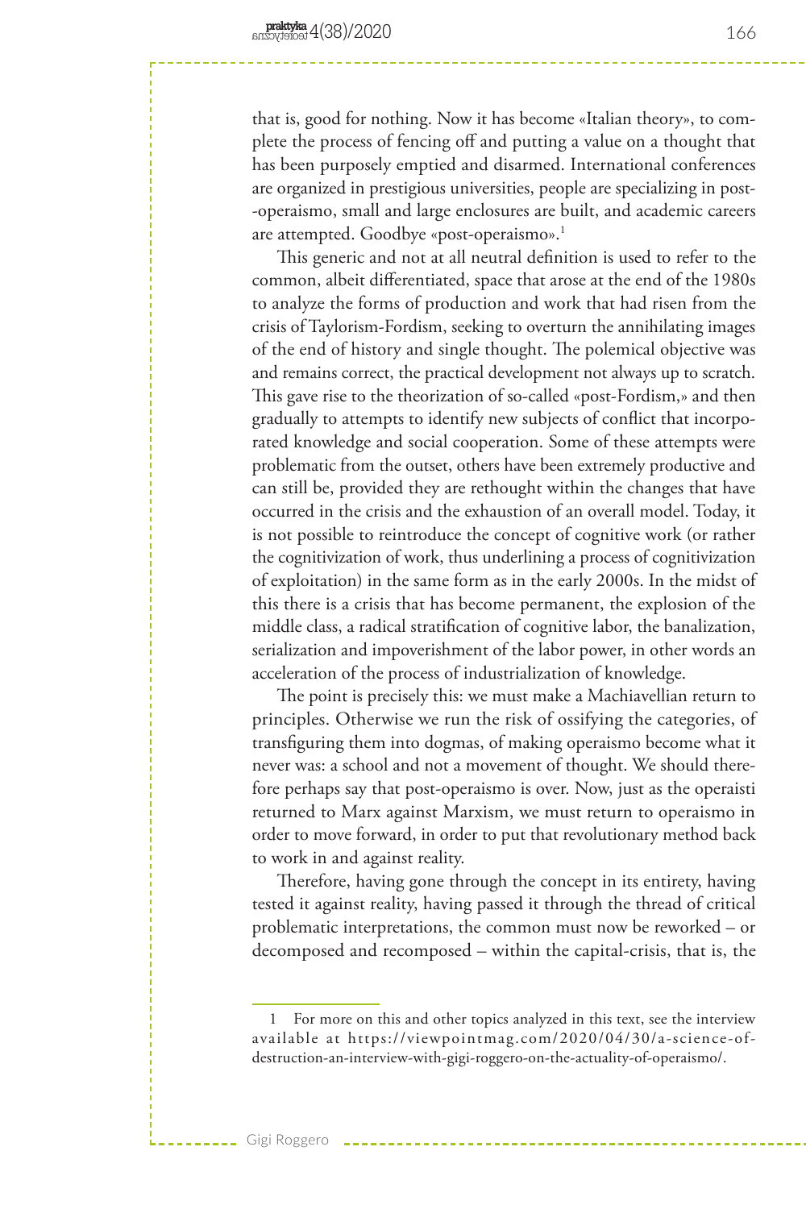that is, good for nothing. Now it has become «Italian theory», to complete the process of fencing off and putting a value on a thought that has been purposely emptied and disarmed. International conferences are organized in prestigious universities, people are specializing in post-operaismo, small and large enclosures are built, and academic careers are attempted. Goodbye «post-operaismo».[1]

This generic and not at all neutral definition is used to refer to the common, albeit differentiated, space that arose at the end of the 1980s to analyze the forms of production and work that had risen from the crisis of Taylorism-Fordism, seeking to overturn the annihilating images of the end of history and single thought. The polemical objective was and remains correct, the practical development not always up to scratch. This gave rise to the theorization of so-called «post-Fordism,» and then gradually to attempts to identify new subjects of conflict that incorporated knowledge and social cooperation. Some of these attempts were problematic from the outset, others have been extremely productive and can still be, provided they are rethought within the changes that have occurred in the crisis and the exhaustion of an overall model. Today, it is not possible to reintroduce the concept of cognitive work (or rather the cognitivization of work, thus underlining a process of cognitivization of exploitation) in the same form as in the early 2000s. In the midst of this there is a crisis that has become permanent, the explosion of the middle class, a radical stratification of cognitive labor, the banalization, serialization and impoverishment of the labor power, in other words an acceleration of the process of industrialization of knowledge.

The point is precisely this: we must make a Machiavellian return to principles. Otherwise we run the risk of ossifying the categories, of transfiguring them into dogmas, of making operaismo become what it never was: a school and not a movement of thought. We should therefore perhaps say that post-operaismo is over. Now, just as the operaisti returned to Marx against Marxism, we must return to operaismo in order to move forward, in order to put that revolutionary method back to work in and against reality.

Therefore, having gone through the concept in its entirety, having tested it against reality, having passed it through the thread of critical problematic interpretations, the common must now be reworked – or decomposed and recomposed – within the capital-crisis, that is, the

---

1 For more on this and other topics analyzed in this text, see the interview available at https://viewpointmag.com/2020/04/30/a-science-of-destruction-an-interview-with-gigi-roggero-on-the-actuality-of-operaismo/.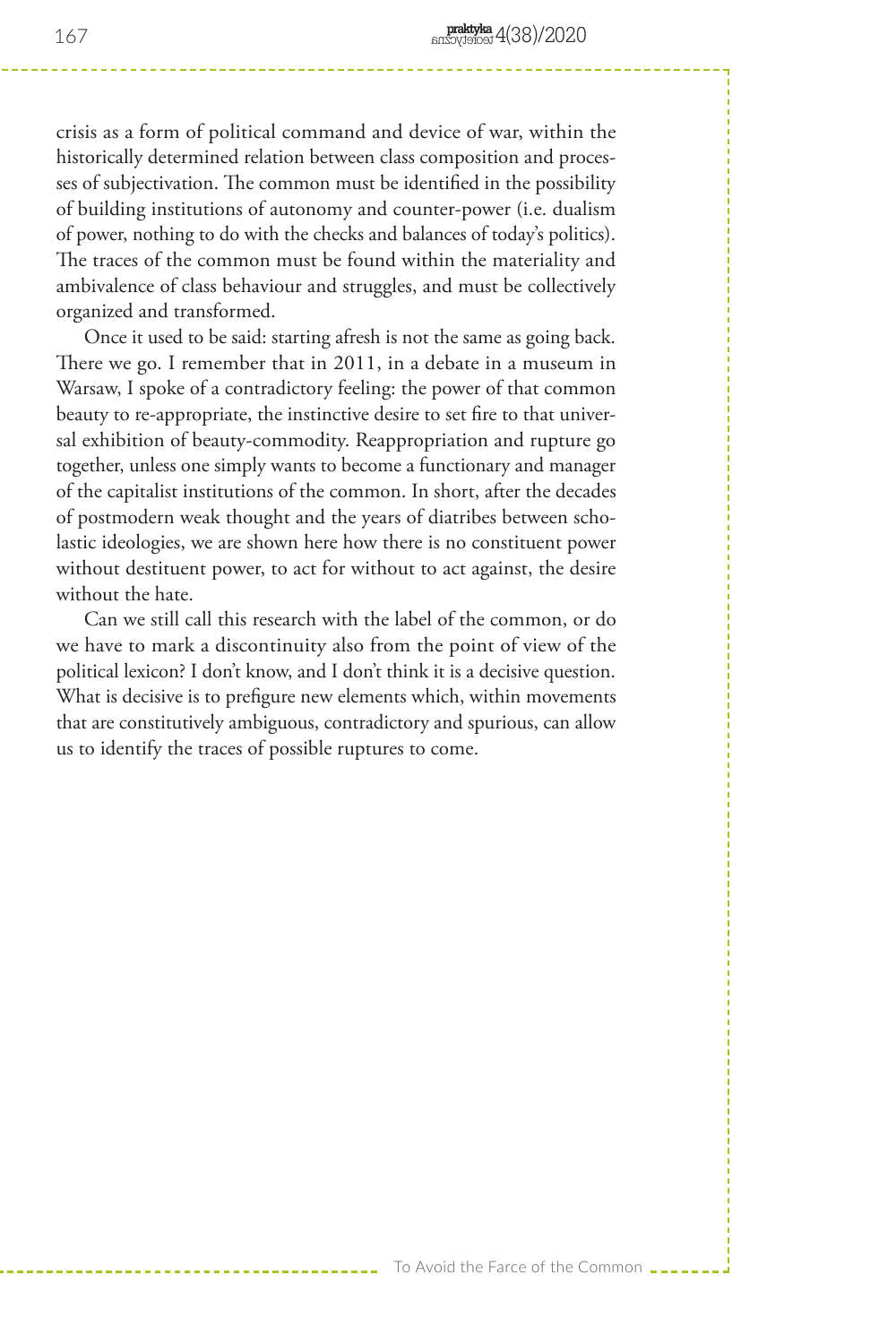crisis as a form of political command and device of war, within the historically determined relation between class composition and processes of subjectivation. The common must be identified in the possibility of building institutions of autonomy and counter-power (i.e. dualism of power, nothing to do with the checks and balances of today's politics). The traces of the common must be found within the materiality and ambivalence of class behaviour and struggles, and must be collectively organized and transformed.

Once it used to be said: starting afresh is not the same as going back. There we go. I remember that in 2011, in a debate in a museum in Warsaw, I spoke of a contradictory feeling: the power of that common beauty to re-appropriate, the instinctive desire to set fire to that universal exhibition of beauty-commodity. Reappropriation and rupture go together, unless one simply wants to become a functionary and manager of the capitalist institutions of the common. In short, after the decades of postmodern weak thought and the years of diatribes between scholastic ideologies, we are shown here how there is no constituent power without destituent power, to act for without to act against, the desire without the hate.

Can we still call this research with the label of the common, or do we have to mark a discontinuity also from the point of view of the political lexicon? I don't know, and I don't think it is a decisive question. What is decisive is to prefigure new elements which, within movements that are constitutively ambiguous, contradictory and spurious, can allow us to identify the traces of possible ruptures to come.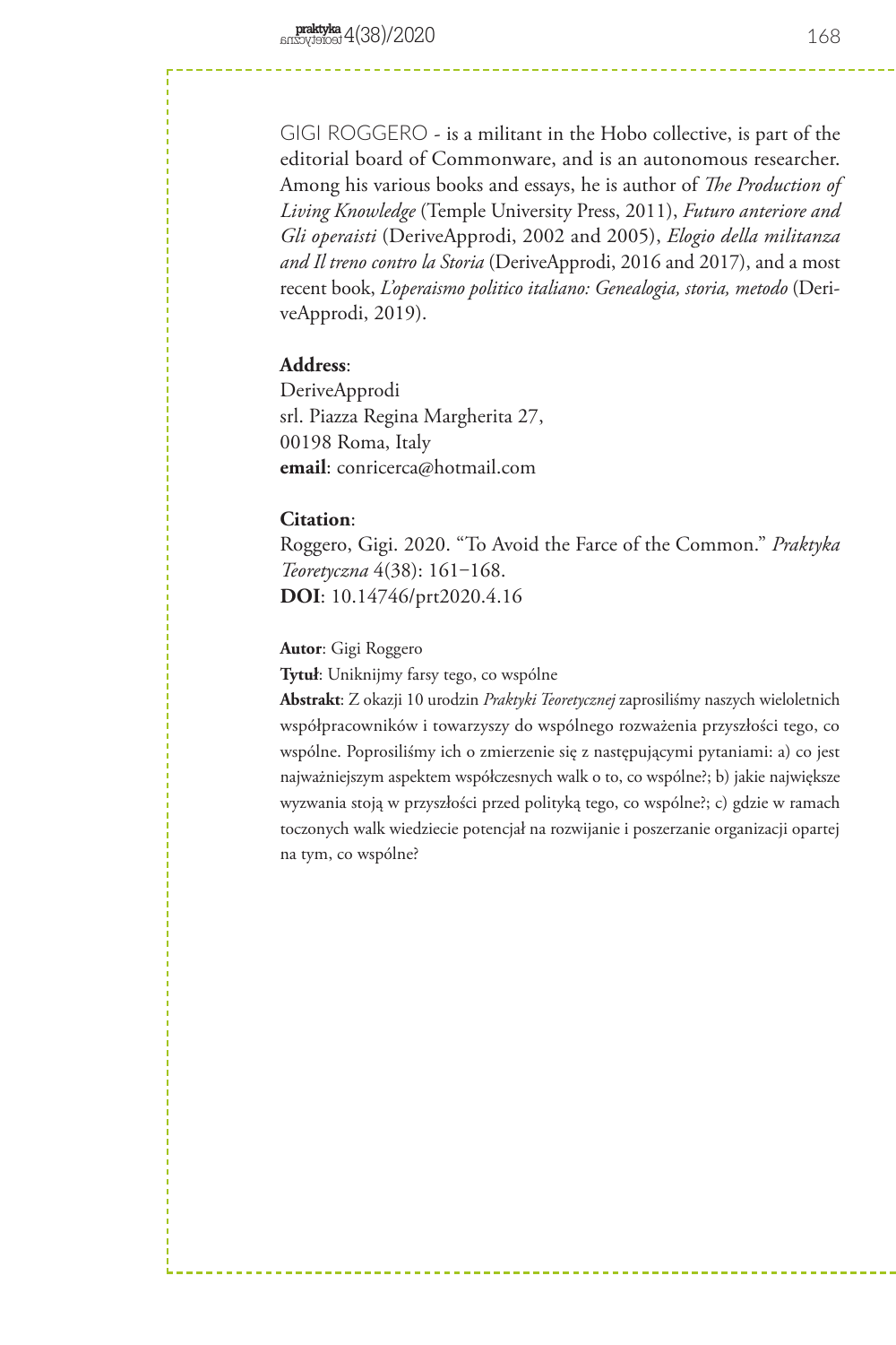GIGI ROGGERO - is a militant in the Hobo collective, is part of the editorial board of Commonware, and is an autonomous researcher. Among his various books and essays, he is author of *The Production of Living Knowledge* (Temple University Press, 2011), *Futuro anteriore and Gli operaisti* (DeriveApprodi, 2002 and 2005), *Elogio della militanza and Il treno contro la Storia* (DeriveApprodi, 2016 and 2017), and a most recent book, *L'operaismo politico italiano: Genealogia, storia, metodo* (DeriveApprodi, 2019).

**Address**:
DeriveApprodi
srl. Piazza Regina Margherita 27,
00198 Roma, Italy
**email**: conricerca@hotmail.com

**Citation**:
Roggero, Gigi. 2020. "To Avoid the Farce of the Common." *Praktyka Teoretyczna* 4(38): 161–168.
**DOI**: 10.14746/prt2020.4.16

**Autor**: Gigi Roggero

**Tytuł**: Uniknijmy farsy tego, co wspólne

**Abstrakt**: Z okazji 10 urodzin *Praktyki Teoretycznej* zaprosiliśmy naszych wieloletnich współpracowników i towarzyszy do wspólnego rozważenia przyszłości tego, co wspólne. Poprosiliśmy ich o zmierzenie się z następującymi pytaniami: a) co jest najważniejszym aspektem współczesnych walk o to, co wspólne?; b) jakie największe wyzwania stoją w przyszłości przed polityką tego, co wspólne?; c) gdzie w ramach toczonych walk wiedziecie potencjał na rozwijanie i poszerzanie organizacji opartej na tym, co wspólne?